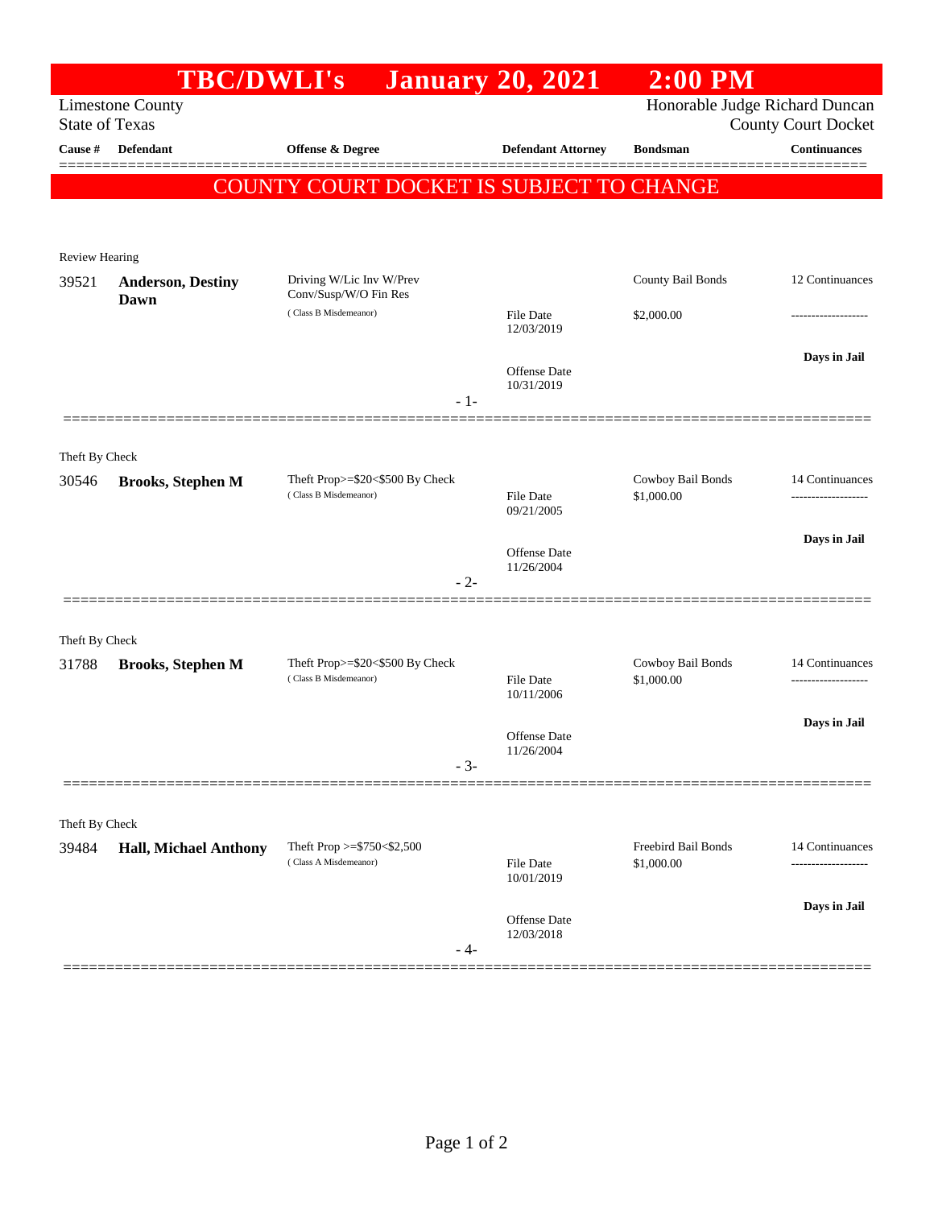# TBC/DWLI's January 20, 2021 2:00 PM

Limestone County
State of Texas

Honorable Judge Richard Duncan
County Court Docket

| Cause # | Defendant | Offense & Degree | Defendant Attorney | Bondsman | Continuances |
|---|---|---|---|---|---|

**COUNTY COURT DOCKET IS SUBJECT TO CHANGE**

Review Hearing

| Cause # | Defendant | Offense & Degree | Defendant Attorney | Bondsman | Continuances |
|---|---|---|---|---|---|
| 39521 | **Anderson, Destiny Dawn** | Driving W/Lic Inv W/Prev Conv/Susp/W/O Fin Res (Class B Misdemeanor) | File Date 12/03/2019<br>Offense Date 10/31/2019 | County Bail Bonds<br>$2,000.00 | 12 Continuances<br>-------------------<br>**Days in Jail** |

- 1-

Theft By Check

| Cause # | Defendant | Offense & Degree | Defendant Attorney | Bondsman | Continuances |
|---|---|---|---|---|---|
| 30546 | **Brooks, Stephen M** | Theft Prop>=$20<$500 By Check (Class B Misdemeanor) | File Date 09/21/2005<br>Offense Date 11/26/2004 | Cowboy Bail Bonds<br>$1,000.00 | 14 Continuances<br>-------------------<br>**Days in Jail** |

- 2-

Theft By Check

| Cause # | Defendant | Offense & Degree | Defendant Attorney | Bondsman | Continuances |
|---|---|---|---|---|---|
| 31788 | **Brooks, Stephen M** | Theft Prop>=$20<$500 By Check (Class B Misdemeanor) | File Date 10/11/2006<br>Offense Date 11/26/2004 | Cowboy Bail Bonds<br>$1,000.00 | 14 Continuances<br>-------------------<br>**Days in Jail** |

- 3-

Theft By Check

| Cause # | Defendant | Offense & Degree | Defendant Attorney | Bondsman | Continuances |
|---|---|---|---|---|---|
| 39484 | **Hall, Michael Anthony** | Theft Prop >=$750<$2,500 (Class A Misdemeanor) | File Date 10/01/2019<br>Offense Date 12/03/2018 | Freebird Bail Bonds<br>$1,000.00 | 14 Continuances<br>-------------------<br>**Days in Jail** |

- 4-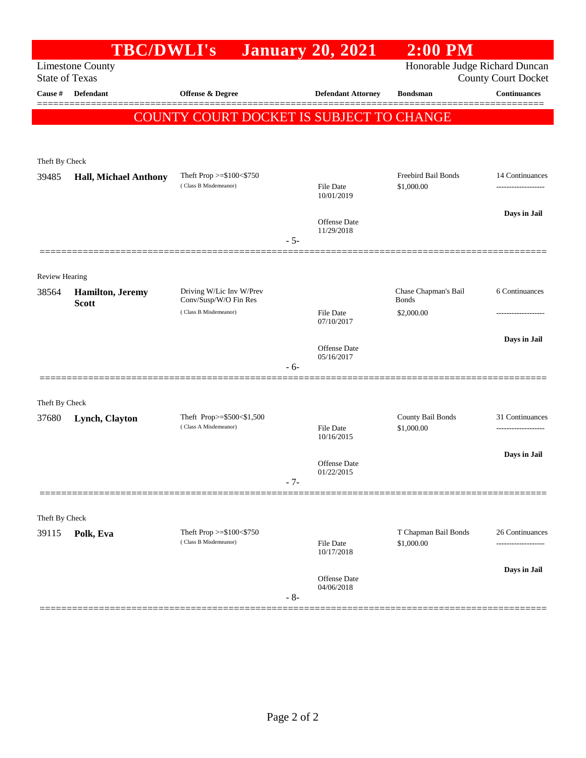# TBC/DWLI's January 20, 2021 2:00 PM

Limestone County
State of Texas

Honorable Judge Richard Duncan
County Court Docket

| Cause # | Defendant | Offense & Degree | Defendant Attorney | Bondsman | Continuances |
|---|---|---|---|---|---|

**COUNTY COURT DOCKET IS SUBJECT TO CHANGE**

Theft By Check

| Cause # | Defendant | Offense & Degree | Defendant Attorney | Bondsman | Continuances |
|---|---|---|---|---|---|
| 39485 | **Hall, Michael Anthony** | Theft Prop >=$100<$750 (Class B Misdemeanor) | File Date 10/01/2019; Offense Date 11/29/2018 | Freebird Bail Bonds $1,000.00 | 14 Continuances; Days in Jail |

- 5-

Review Hearing

| Cause # | Defendant | Offense & Degree | Defendant Attorney | Bondsman | Continuances |
|---|---|---|---|---|---|
| 38564 | **Hamilton, Jeremy Scott** | Driving W/Lic Inv W/Prev Conv/Susp/W/O Fin Res (Class B Misdemeanor) | File Date 07/10/2017; Offense Date 05/16/2017 | Chase Chapman's Bail Bonds $2,000.00 | 6 Continuances; Days in Jail |

- 6-

Theft By Check

| Cause # | Defendant | Offense & Degree | Defendant Attorney | Bondsman | Continuances |
|---|---|---|---|---|---|
| 37680 | **Lynch, Clayton** | Theft Prop>=$500<$1,500 (Class A Misdemeanor) | File Date 10/16/2015; Offense Date 01/22/2015 | County Bail Bonds $1,000.00 | 31 Continuances; Days in Jail |

- 7-

Theft By Check

| Cause # | Defendant | Offense & Degree | Defendant Attorney | Bondsman | Continuances |
|---|---|---|---|---|---|
| 39115 | **Polk, Eva** | Theft Prop >=$100<$750 (Class B Misdemeanor) | File Date 10/17/2018; Offense Date 04/06/2018 | T Chapman Bail Bonds $1,000.00 | 26 Continuances; Days in Jail |

- 8-